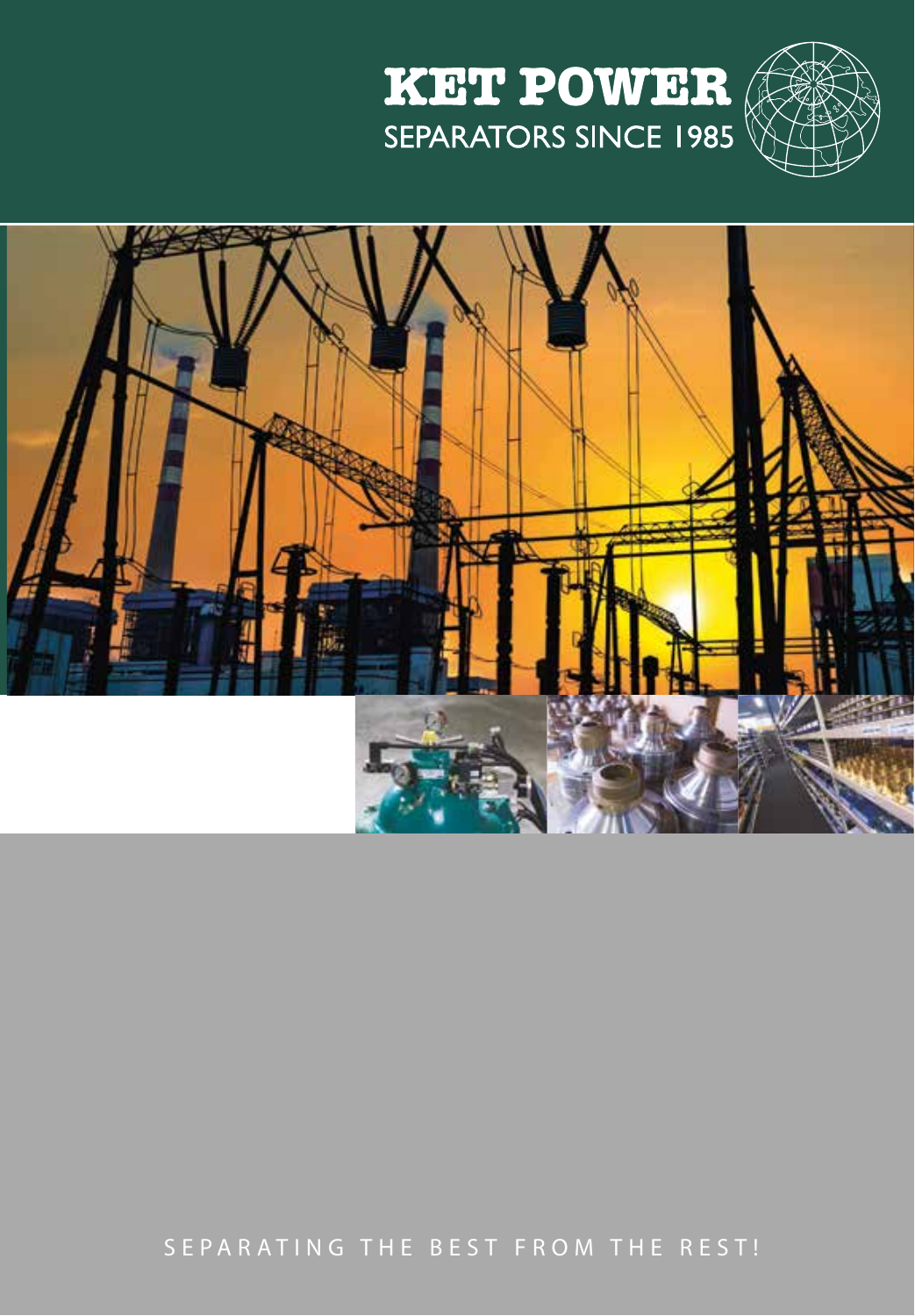# KET POWER

SEPARATORS SINCE 1985

SEPARATING THE BEST FROM THE REST!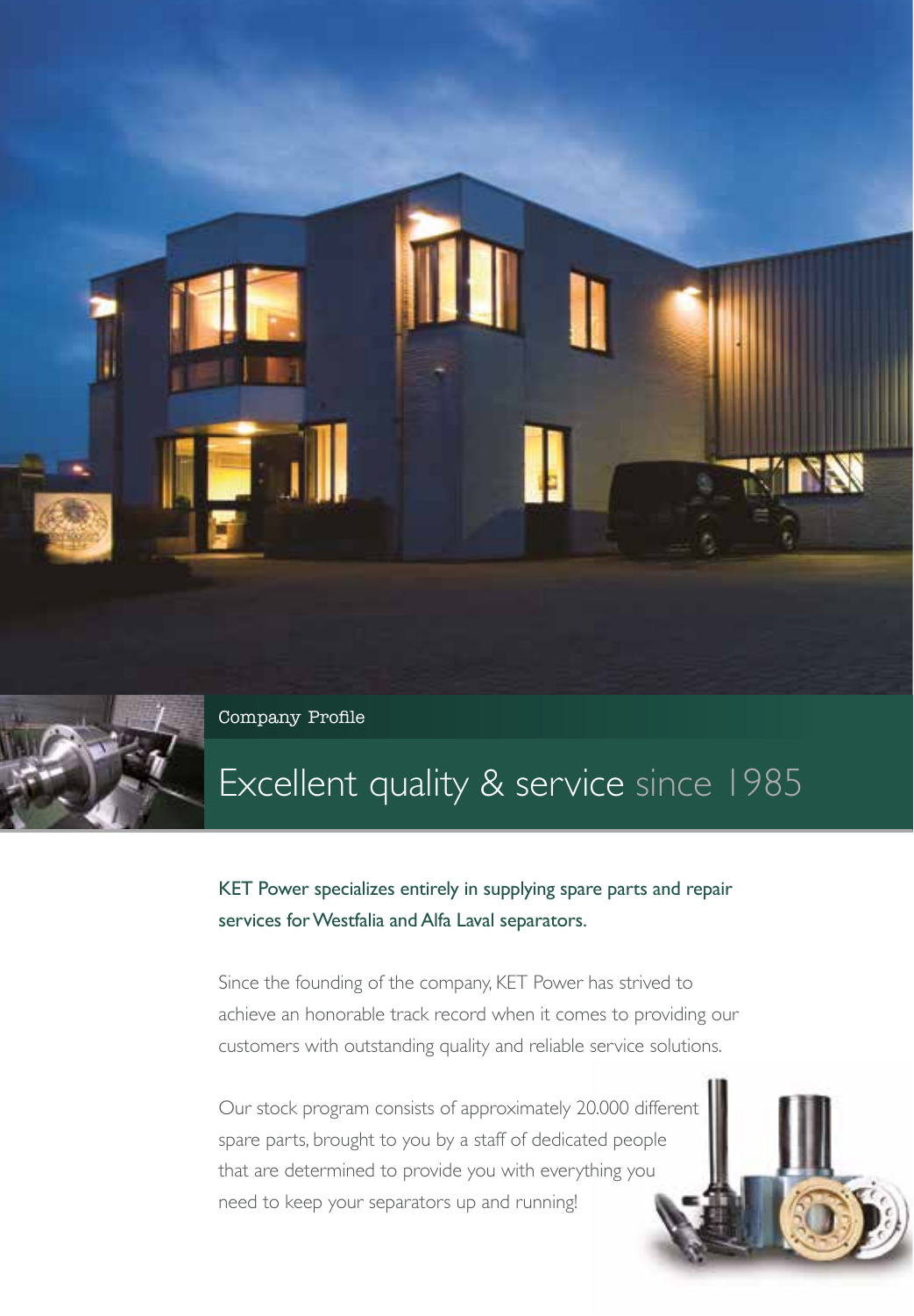Company Profile

# Excellent quality & service since 1985

**KET Power specializes entirely in supplying spare parts and repair services for Westfalia and Alfa Laval separators.**

Since the founding of the company, KET Power has strived to achieve an honorable track record when it comes to providing our customers with outstanding quality and reliable service solutions.

Our stock program consists of approximately 20.000 different spare parts, brought to you by a staff of dedicated people that are determined to provide you with everything you need to keep your separators up and running!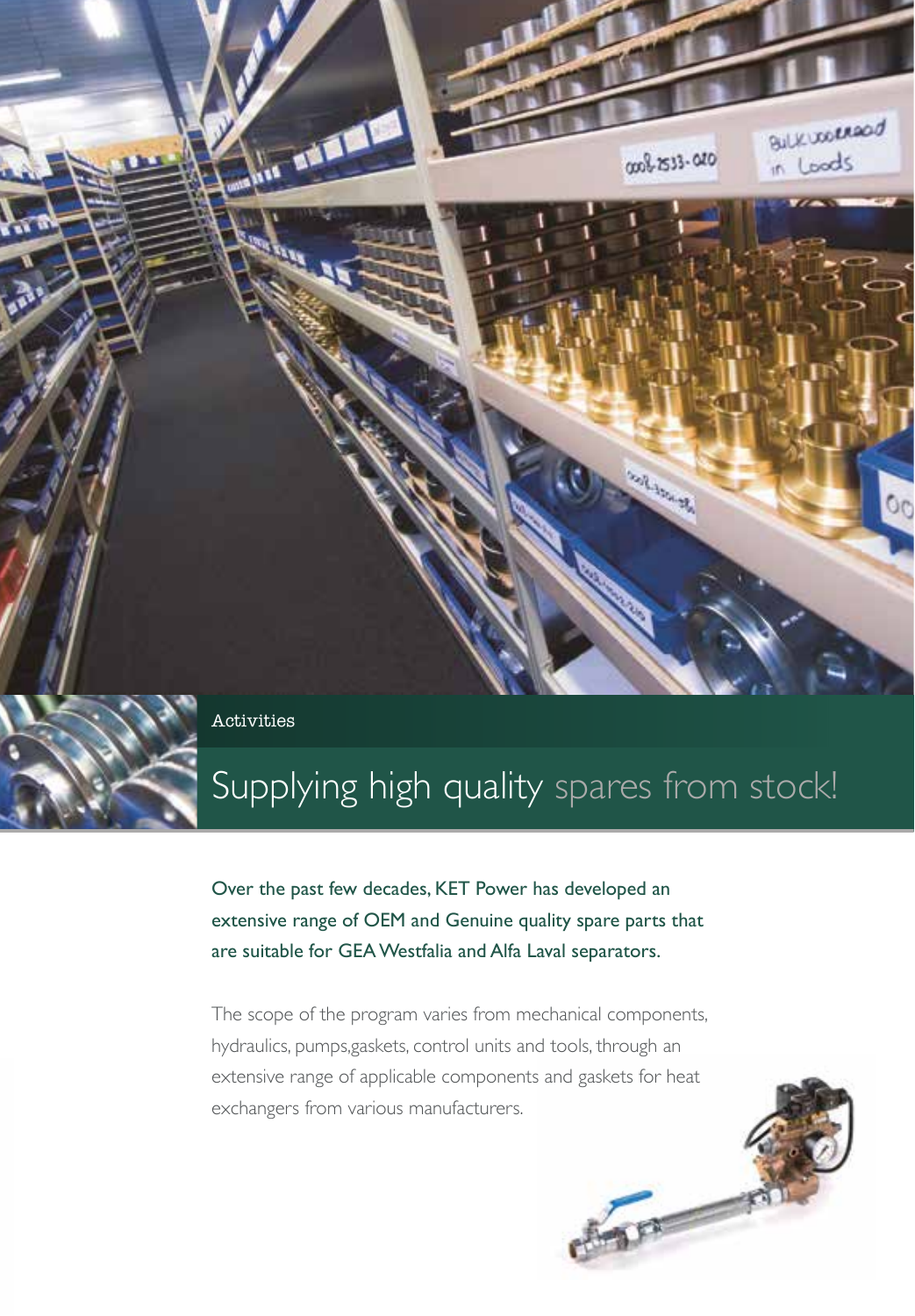Activities

# Supplying high quality spares from stock!

Over the past few decades, KET Power has developed an extensive range of OEM and Genuine quality spare parts that are suitable for GEA Westfalia and Alfa Laval separators.

The scope of the program varies from mechanical components, hydraulics, pumps,gaskets, control units and tools, through an extensive range of applicable components and gaskets for heat exchangers from various manufacturers.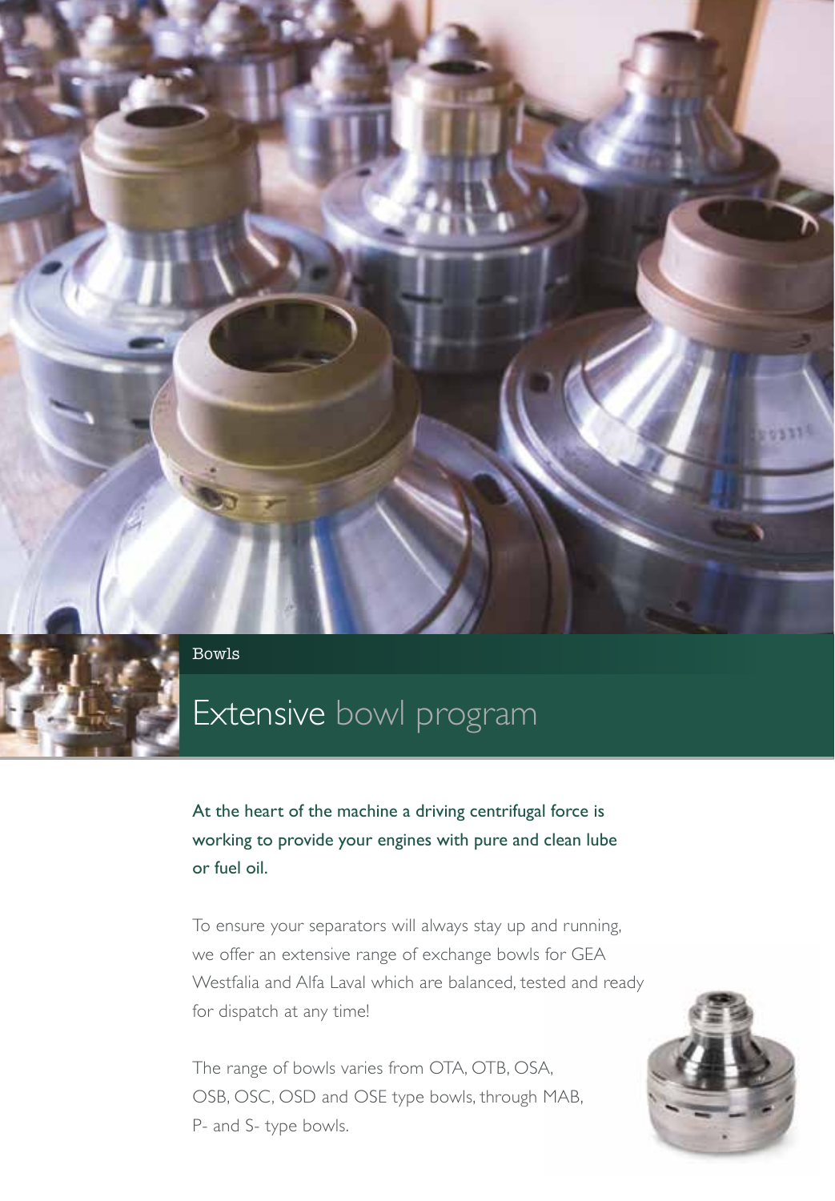Bowls

# Extensive bowl program

At the heart of the machine a driving centrifugal force is working to provide your engines with pure and clean lube or fuel oil.

To ensure your separators will always stay up and running, we offer an extensive range of exchange bowls for GEA Westfalia and Alfa Laval which are balanced, tested and ready for dispatch at any time!

The range of bowls varies from OTA, OTB, OSA, OSB, OSC, OSD and OSE type bowls, through MAB, P- and S- type bowls.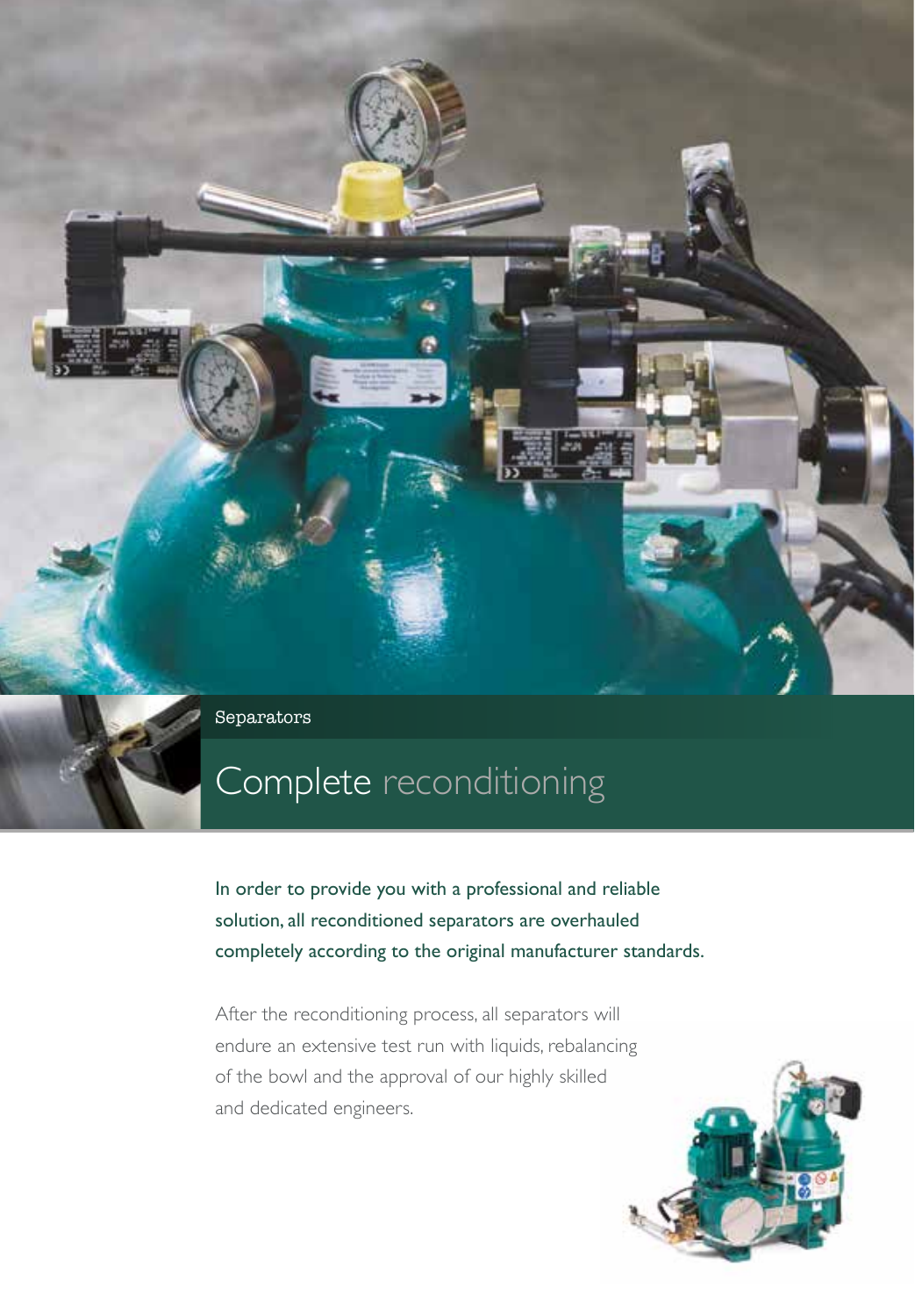Separators

# Complete reconditioning

In order to provide you with a professional and reliable solution, all reconditioned separators are overhauled completely according to the original manufacturer standards.

After the reconditioning process, all separators will endure an extensive test run with liquids, rebalancing of the bowl and the approval of our highly skilled and dedicated engineers.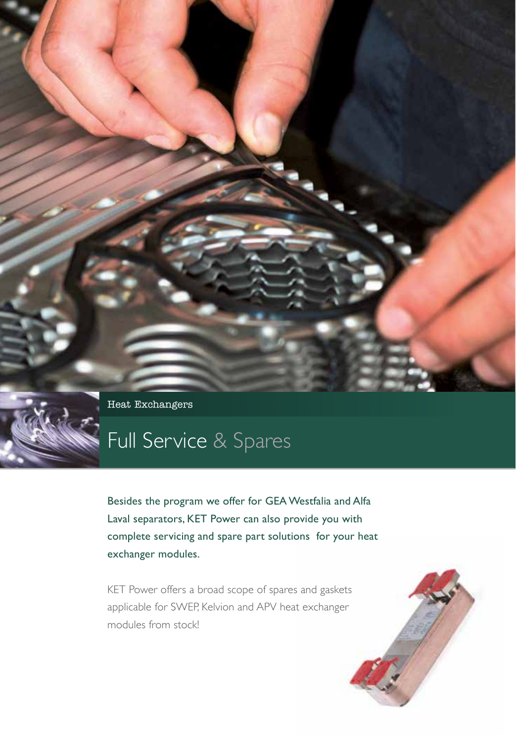Heat Exchangers

# Full Service & Spares

Besides the program we offer for GEA Westfalia and Alfa Laval separators, KET Power can also provide you with complete servicing and spare part solutions for your heat exchanger modules.

KET Power offers a broad scope of spares and gaskets applicable for SWEP, Kelvion and APV heat exchanger modules from stock!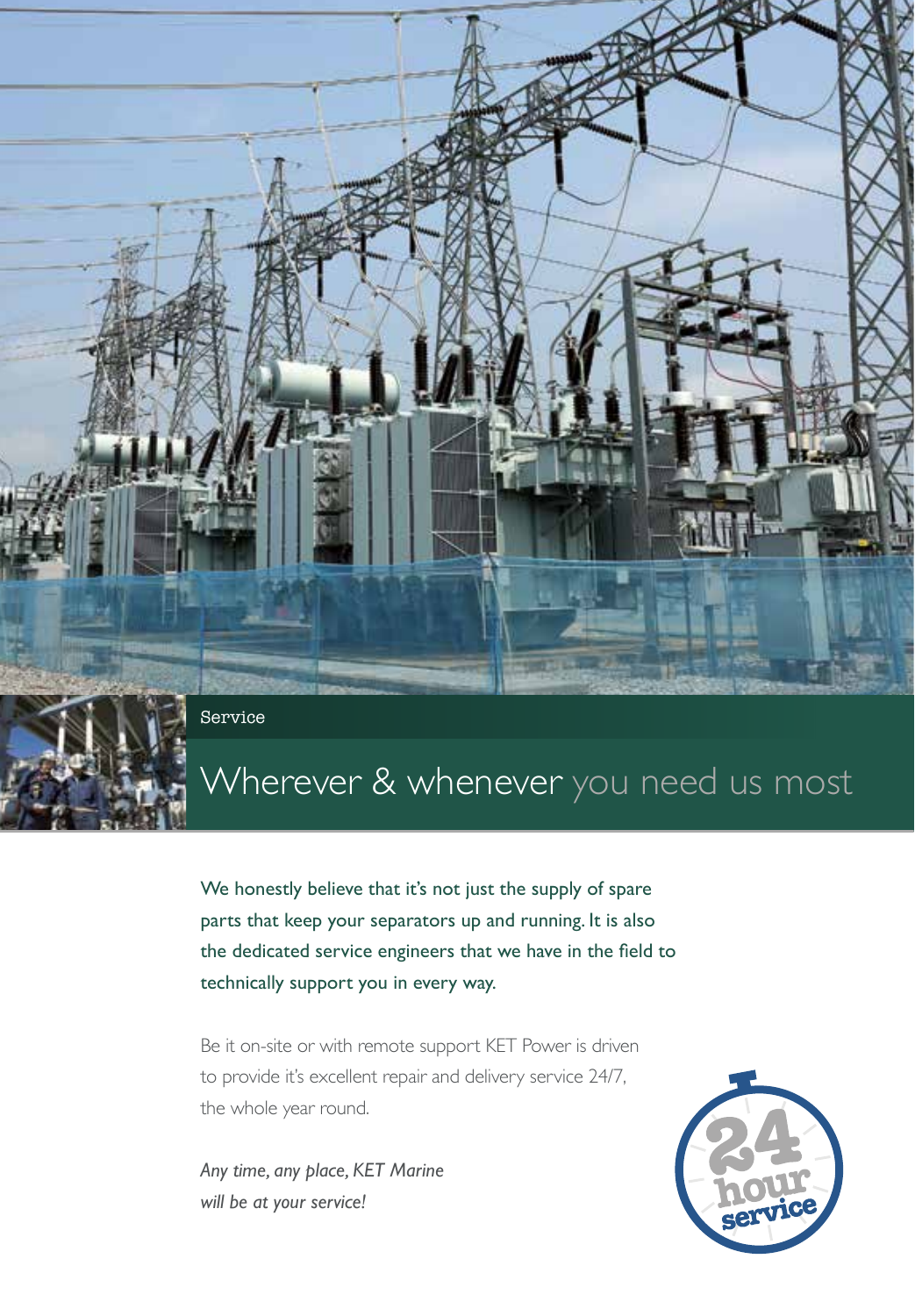Service

# Wherever & whenever you need us most

We honestly believe that it's not just the supply of spare parts that keep your separators up and running. It is also the dedicated service engineers that we have in the field to technically support you in every way.

Be it on-site or with remote support KET Power is driven to provide it's excellent repair and delivery service 24/7, the whole year round.

*Any time, any place, KET Marine will be at your service!*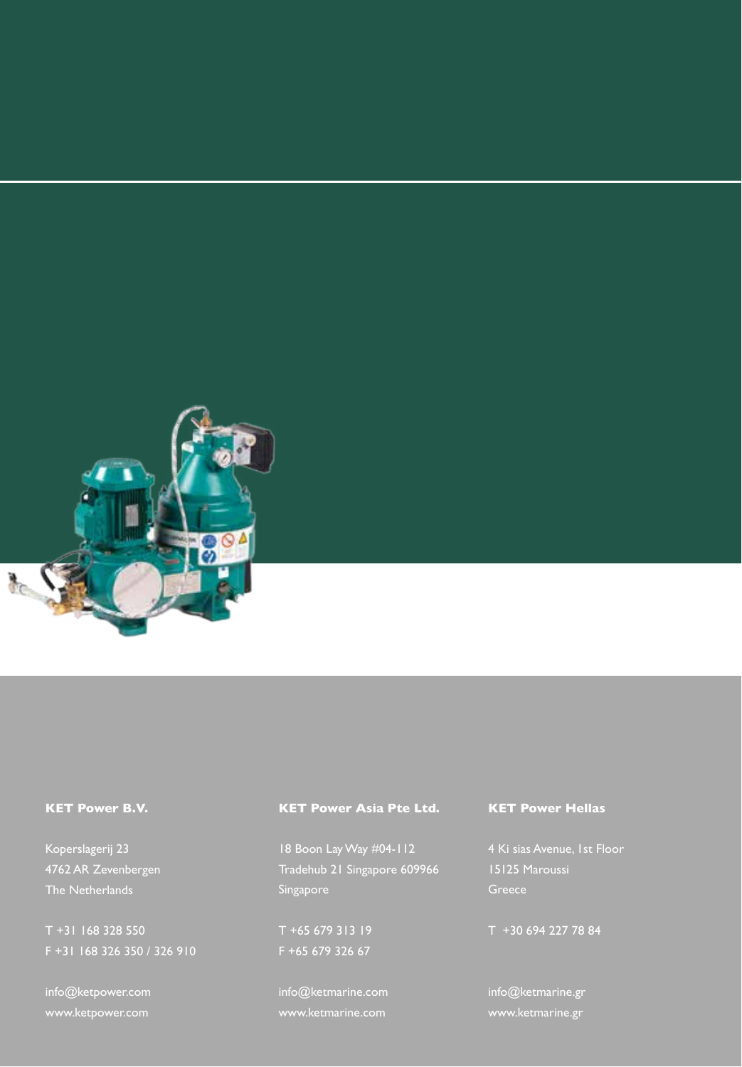**KET Power B.V.**

Koperslagerij 23
4762 AR Zevenbergen
The Netherlands

T +31 168 328 550
F +31 168 326 350 / 326 910

info@ketpower.com
www.ketpower.com

**KET Power Asia Pte Ltd.**

18 Boon Lay Way #04-112
Tradehub 21 Singapore 609966
Singapore

T +65 679 313 19
F +65 679 326 67

info@ketmarine.com
www.ketmarine.com

**KET Power Hellas**

4 Ki sias Avenue, 1st Floor
15125 Maroussi
Greece

T +30 694 227 78 84

info@ketmarine.gr
www.ketmarine.gr